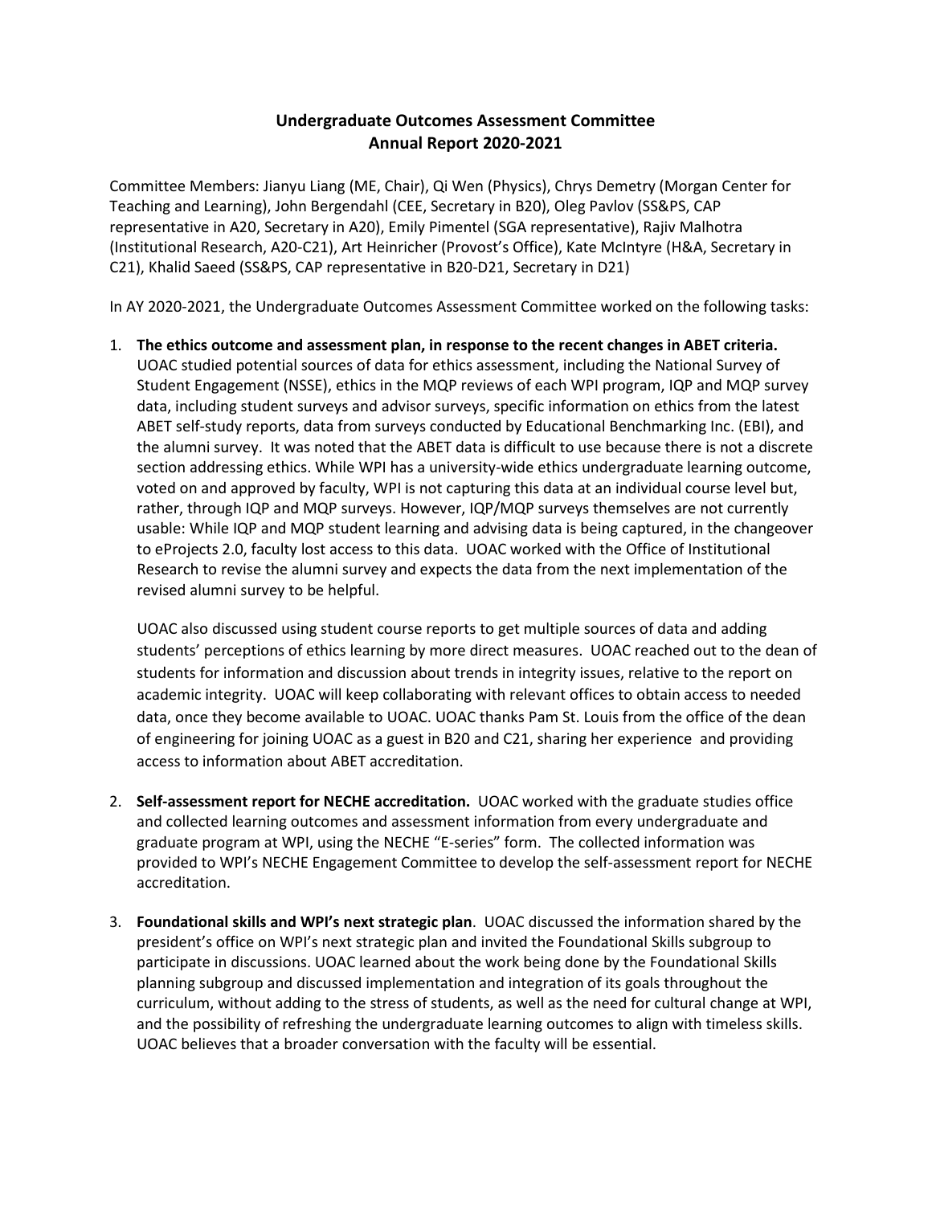# Undergraduate Outcomes Assessment Committee
## Annual Report 2020-2021

Committee Members: Jianyu Liang (ME, Chair), Qi Wen (Physics), Chrys Demetry (Morgan Center for Teaching and Learning), John Bergendahl (CEE, Secretary in B20), Oleg Pavlov (SS&PS, CAP representative in A20, Secretary in A20), Emily Pimentel (SGA representative), Rajiv Malhotra (Institutional Research, A20-C21), Art Heinricher (Provost's Office), Kate McIntyre (H&A, Secretary in C21), Khalid Saeed (SS&PS, CAP representative in B20-D21, Secretary in D21)

In AY 2020-2021, the Undergraduate Outcomes Assessment Committee worked on the following tasks:

1. **The ethics outcome and assessment plan, in response to the recent changes in ABET criteria.** UOAC studied potential sources of data for ethics assessment, including the National Survey of Student Engagement (NSSE), ethics in the MQP reviews of each WPI program, IQP and MQP survey data, including student surveys and advisor surveys, specific information on ethics from the latest ABET self-study reports, data from surveys conducted by Educational Benchmarking Inc. (EBI), and the alumni survey. It was noted that the ABET data is difficult to use because there is not a discrete section addressing ethics. While WPI has a university-wide ethics undergraduate learning outcome, voted on and approved by faculty, WPI is not capturing this data at an individual course level but, rather, through IQP and MQP surveys. However, IQP/MQP surveys themselves are not currently usable: While IQP and MQP student learning and advising data is being captured, in the changeover to eProjects 2.0, faculty lost access to this data. UOAC worked with the Office of Institutional Research to revise the alumni survey and expects the data from the next implementation of the revised alumni survey to be helpful.

   UOAC also discussed using student course reports to get multiple sources of data and adding students' perceptions of ethics learning by more direct measures. UOAC reached out to the dean of students for information and discussion about trends in integrity issues, relative to the report on academic integrity. UOAC will keep collaborating with relevant offices to obtain access to needed data, once they become available to UOAC. UOAC thanks Pam St. Louis from the office of the dean of engineering for joining UOAC as a guest in B20 and C21, sharing her experience and providing access to information about ABET accreditation.

2. **Self-assessment report for NECHE accreditation.** UOAC worked with the graduate studies office and collected learning outcomes and assessment information from every undergraduate and graduate program at WPI, using the NECHE "E-series" form. The collected information was provided to WPI's NECHE Engagement Committee to develop the self-assessment report for NECHE accreditation.

3. **Foundational skills and WPI's next strategic plan**. UOAC discussed the information shared by the president's office on WPI's next strategic plan and invited the Foundational Skills subgroup to participate in discussions. UOAC learned about the work being done by the Foundational Skills planning subgroup and discussed implementation and integration of its goals throughout the curriculum, without adding to the stress of students, as well as the need for cultural change at WPI, and the possibility of refreshing the undergraduate learning outcomes to align with timeless skills. UOAC believes that a broader conversation with the faculty will be essential.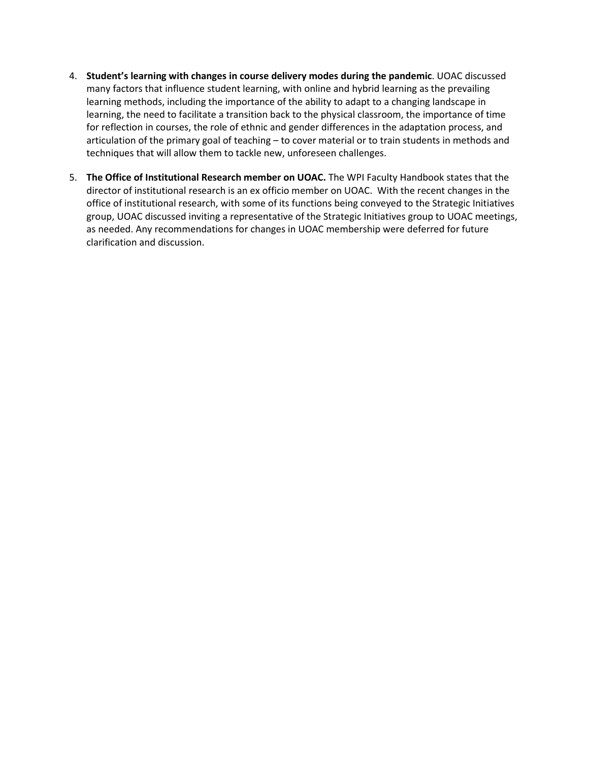4. **Student's learning with changes in course delivery modes during the pandemic**. UOAC discussed many factors that influence student learning, with online and hybrid learning as the prevailing learning methods, including the importance of the ability to adapt to a changing landscape in learning, the need to facilitate a transition back to the physical classroom, the importance of time for reflection in courses, the role of ethnic and gender differences in the adaptation process, and articulation of the primary goal of teaching – to cover material or to train students in methods and techniques that will allow them to tackle new, unforeseen challenges.

5. **The Office of Institutional Research member on UOAC.** The WPI Faculty Handbook states that the director of institutional research is an ex officio member on UOAC. With the recent changes in the office of institutional research, with some of its functions being conveyed to the Strategic Initiatives group, UOAC discussed inviting a representative of the Strategic Initiatives group to UOAC meetings, as needed. Any recommendations for changes in UOAC membership were deferred for future clarification and discussion.